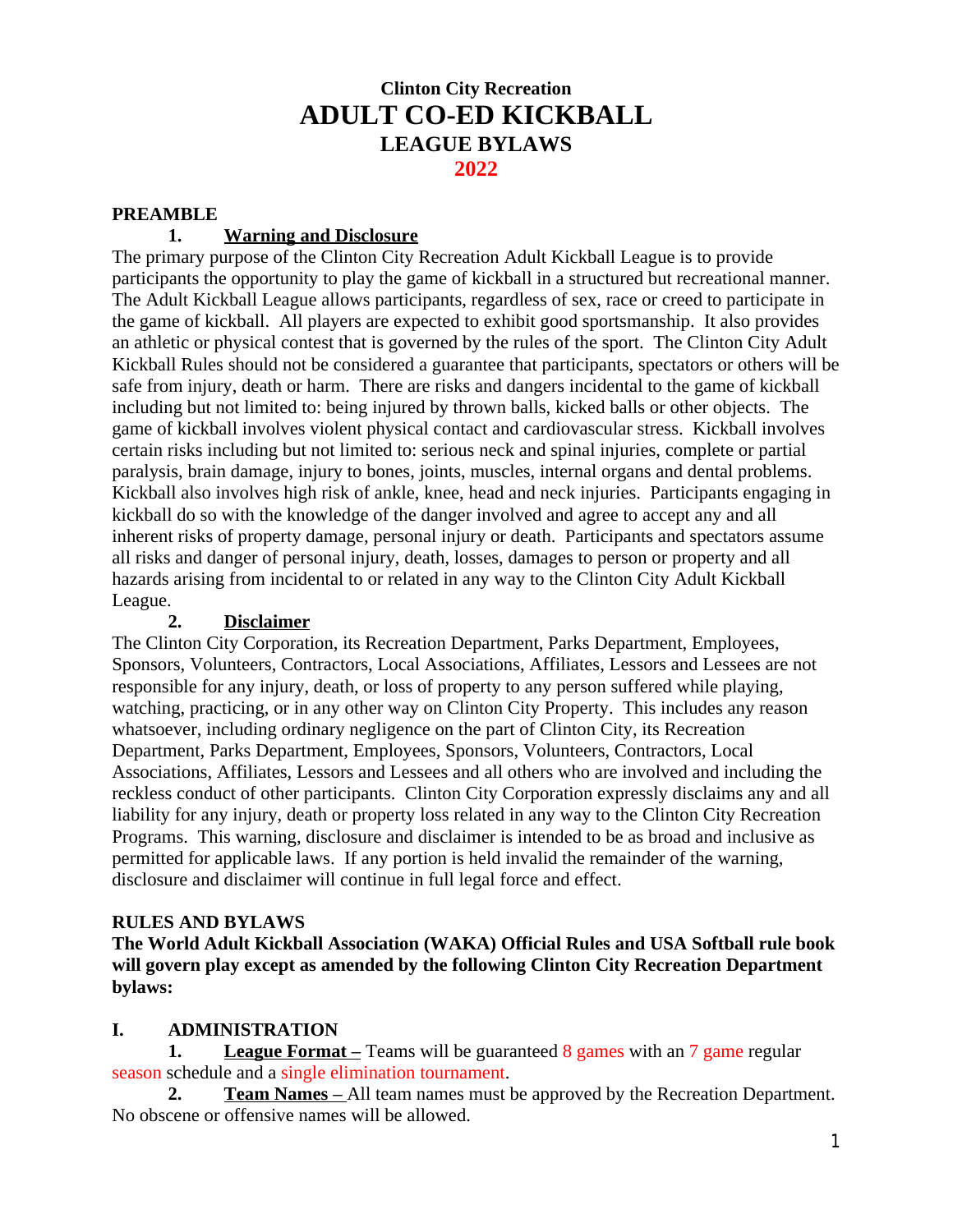# Clinton City Recreation

# ADULT CO-ED KICKBALL

## LEAGUE BYLAWS

## 2022

**PREAMBLE**

**1. Warning and Disclosure**

The primary purpose of the Clinton City Recreation Adult Kickball League is to provide participants the opportunity to play the game of kickball in a structured but recreational manner. The Adult Kickball League allows participants, regardless of sex, race or creed to participate in the game of kickball. All players are expected to exhibit good sportsmanship. It also provides an athletic or physical contest that is governed by the rules of the sport. The Clinton City Adult Kickball Rules should not be considered a guarantee that participants, spectators or others will be safe from injury, death or harm. There are risks and dangers incidental to the game of kickball including but not limited to: being injured by thrown balls, kicked balls or other objects. The game of kickball involves violent physical contact and cardiovascular stress. Kickball involves certain risks including but not limited to: serious neck and spinal injuries, complete or partial paralysis, brain damage, injury to bones, joints, muscles, internal organs and dental problems. Kickball also involves high risk of ankle, knee, head and neck injuries. Participants engaging in kickball do so with the knowledge of the danger involved and agree to accept any and all inherent risks of property damage, personal injury or death. Participants and spectators assume all risks and danger of personal injury, death, losses, damages to person or property and all hazards arising from incidental to or related in any way to the Clinton City Adult Kickball League.

**2. Disclaimer**

The Clinton City Corporation, its Recreation Department, Parks Department, Employees, Sponsors, Volunteers, Contractors, Local Associations, Affiliates, Lessors and Lessees are not responsible for any injury, death, or loss of property to any person suffered while playing, watching, practicing, or in any other way on Clinton City Property. This includes any reason whatsoever, including ordinary negligence on the part of Clinton City, its Recreation Department, Parks Department, Employees, Sponsors, Volunteers, Contractors, Local Associations, Affiliates, Lessors and Lessees and all others who are involved and including the reckless conduct of other participants. Clinton City Corporation expressly disclaims any and all liability for any injury, death or property loss related in any way to the Clinton City Recreation Programs. This warning, disclosure and disclaimer is intended to be as broad and inclusive as permitted for applicable laws. If any portion is held invalid the remainder of the warning, disclosure and disclaimer will continue in full legal force and effect.

**RULES AND BYLAWS**

**The World Adult Kickball Association (WAKA) Official Rules and USA Softball rule book will govern play except as amended by the following Clinton City Recreation Department bylaws:**

**I. ADMINISTRATION**

**1. League Format –** Teams will be guaranteed 8 games with an 7 game regular season schedule and a single elimination tournament.

**2. Team Names –** All team names must be approved by the Recreation Department. No obscene or offensive names will be allowed.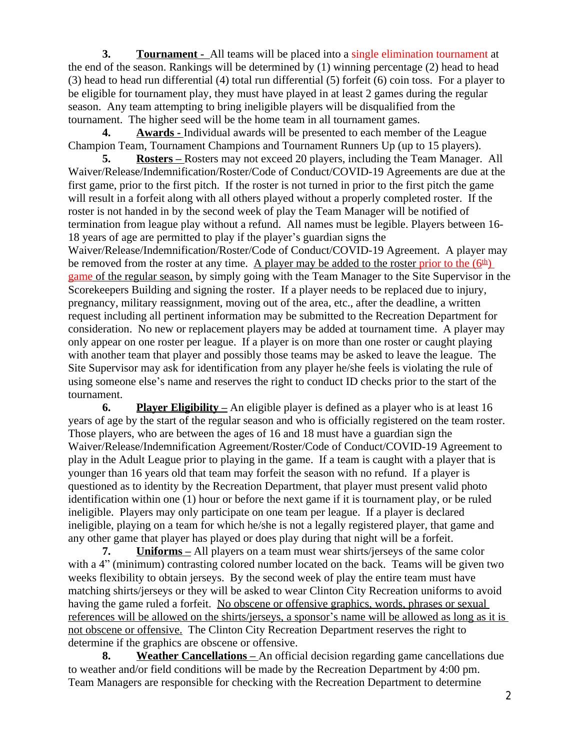**3. Tournament -** All teams will be placed into a single elimination tournament at the end of the season. Rankings will be determined by (1) winning percentage (2) head to head (3) head to head run differential (4) total run differential (5) forfeit (6) coin toss. For a player to be eligible for tournament play, they must have played in at least 2 games during the regular season. Any team attempting to bring ineligible players will be disqualified from the tournament. The higher seed will be the home team in all tournament games.

**4. Awards -** Individual awards will be presented to each member of the League Champion Team, Tournament Champions and Tournament Runners Up (up to 15 players).

**5. Rosters –** Rosters may not exceed 20 players, including the Team Manager. All Waiver/Release/Indemnification/Roster/Code of Conduct/COVID-19 Agreements are due at the first game, prior to the first pitch. If the roster is not turned in prior to the first pitch the game will result in a forfeit along with all others played without a properly completed roster. If the roster is not handed in by the second week of play the Team Manager will be notified of termination from league play without a refund. All names must be legible. Players between 16-18 years of age are permitted to play if the player's guardian signs the Waiver/Release/Indemnification/Roster/Code of Conduct/COVID-19 Agreement. A player may be removed from the roster at any time. A player may be added to the roster prior to the (6th) game of the regular season, by simply going with the Team Manager to the Site Supervisor in the Scorekeepers Building and signing the roster. If a player needs to be replaced due to injury, pregnancy, military reassignment, moving out of the area, etc., after the deadline, a written request including all pertinent information may be submitted to the Recreation Department for consideration. No new or replacement players may be added at tournament time. A player may only appear on one roster per league. If a player is on more than one roster or caught playing with another team that player and possibly those teams may be asked to leave the league. The Site Supervisor may ask for identification from any player he/she feels is violating the rule of using someone else's name and reserves the right to conduct ID checks prior to the start of the tournament.

**6. Player Eligibility –** An eligible player is defined as a player who is at least 16 years of age by the start of the regular season and who is officially registered on the team roster. Those players, who are between the ages of 16 and 18 must have a guardian sign the Waiver/Release/Indemnification Agreement/Roster/Code of Conduct/COVID-19 Agreement to play in the Adult League prior to playing in the game. If a team is caught with a player that is younger than 16 years old that team may forfeit the season with no refund. If a player is questioned as to identity by the Recreation Department, that player must present valid photo identification within one (1) hour or before the next game if it is tournament play, or be ruled ineligible. Players may only participate on one team per league. If a player is declared ineligible, playing on a team for which he/she is not a legally registered player, that game and any other game that player has played or does play during that night will be a forfeit.

**7. Uniforms –** All players on a team must wear shirts/jerseys of the same color with a 4" (minimum) contrasting colored number located on the back. Teams will be given two weeks flexibility to obtain jerseys. By the second week of play the entire team must have matching shirts/jerseys or they will be asked to wear Clinton City Recreation uniforms to avoid having the game ruled a forfeit. No obscene or offensive graphics, words, phrases or sexual references will be allowed on the shirts/jerseys, a sponsor's name will be allowed as long as it is not obscene or offensive. The Clinton City Recreation Department reserves the right to determine if the graphics are obscene or offensive.

**8. Weather Cancellations –** An official decision regarding game cancellations due to weather and/or field conditions will be made by the Recreation Department by 4:00 pm. Team Managers are responsible for checking with the Recreation Department to determine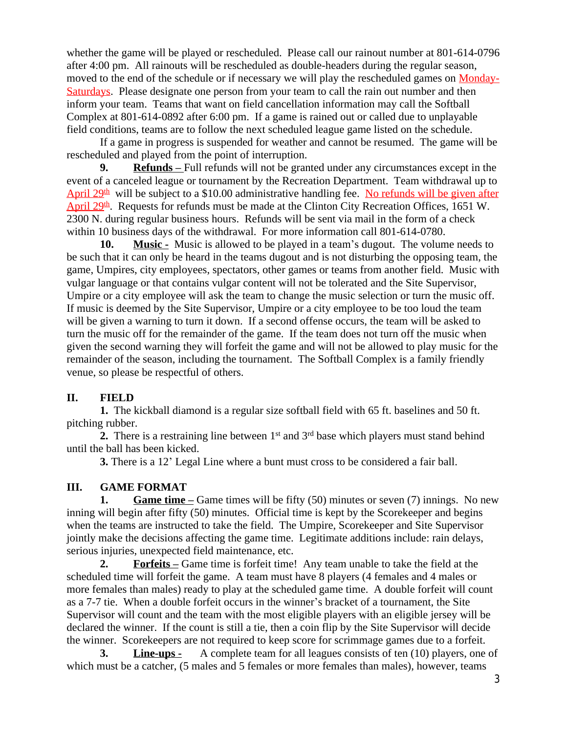whether the game will be played or rescheduled. Please call our rainout number at 801-614-0796 after 4:00 pm. All rainouts will be rescheduled as double-headers during the regular season, moved to the end of the schedule or if necessary we will play the rescheduled games on Monday-Saturdays. Please designate one person from your team to call the rain out number and then inform your team. Teams that want on field cancellation information may call the Softball Complex at 801-614-0892 after 6:00 pm. If a game is rained out or called due to unplayable field conditions, teams are to follow the next scheduled league game listed on the schedule.

If a game in progress is suspended for weather and cannot be resumed. The game will be rescheduled and played from the point of interruption.

**9.** **Refunds –** Full refunds will not be granted under any circumstances except in the event of a canceled league or tournament by the Recreation Department. Team withdrawal up to April 29th will be subject to a $10.00 administrative handling fee. No refunds will be given after April 29th. Requests for refunds must be made at the Clinton City Recreation Offices, 1651 W. 2300 N. during regular business hours. Refunds will be sent via mail in the form of a check within 10 business days of the withdrawal. For more information call 801-614-0780.

**10.** **Music -** Music is allowed to be played in a team's dugout. The volume needs to be such that it can only be heard in the teams dugout and is not disturbing the opposing team, the game, Umpires, city employees, spectators, other games or teams from another field. Music with vulgar language or that contains vulgar content will not be tolerated and the Site Supervisor, Umpire or a city employee will ask the team to change the music selection or turn the music off. If music is deemed by the Site Supervisor, Umpire or a city employee to be too loud the team will be given a warning to turn it down. If a second offense occurs, the team will be asked to turn the music off for the remainder of the game. If the team does not turn off the music when given the second warning they will forfeit the game and will not be allowed to play music for the remainder of the season, including the tournament. The Softball Complex is a family friendly venue, so please be respectful of others.

## II. FIELD

**1.** The kickball diamond is a regular size softball field with 65 ft. baselines and 50 ft. pitching rubber.

**2.** There is a restraining line between 1st and 3rd base which players must stand behind until the ball has been kicked.

**3.** There is a 12' Legal Line where a bunt must cross to be considered a fair ball.

## III. GAME FORMAT

**1.** **Game time –** Game times will be fifty (50) minutes or seven (7) innings. No new inning will begin after fifty (50) minutes. Official time is kept by the Scorekeeper and begins when the teams are instructed to take the field. The Umpire, Scorekeeper and Site Supervisor jointly make the decisions affecting the game time. Legitimate additions include: rain delays, serious injuries, unexpected field maintenance, etc.

**2.** **Forfeits –** Game time is forfeit time! Any team unable to take the field at the scheduled time will forfeit the game. A team must have 8 players (4 females and 4 males or more females than males) ready to play at the scheduled game time. A double forfeit will count as a 7-7 tie. When a double forfeit occurs in the winner's bracket of a tournament, the Site Supervisor will count and the team with the most eligible players with an eligible jersey will be declared the winner. If the count is still a tie, then a coin flip by the Site Supervisor will decide the winner. Scorekeepers are not required to keep score for scrimmage games due to a forfeit.

**3.** **Line-ups -** A complete team for all leagues consists of ten (10) players, one of which must be a catcher, (5 males and 5 females or more females than males), however, teams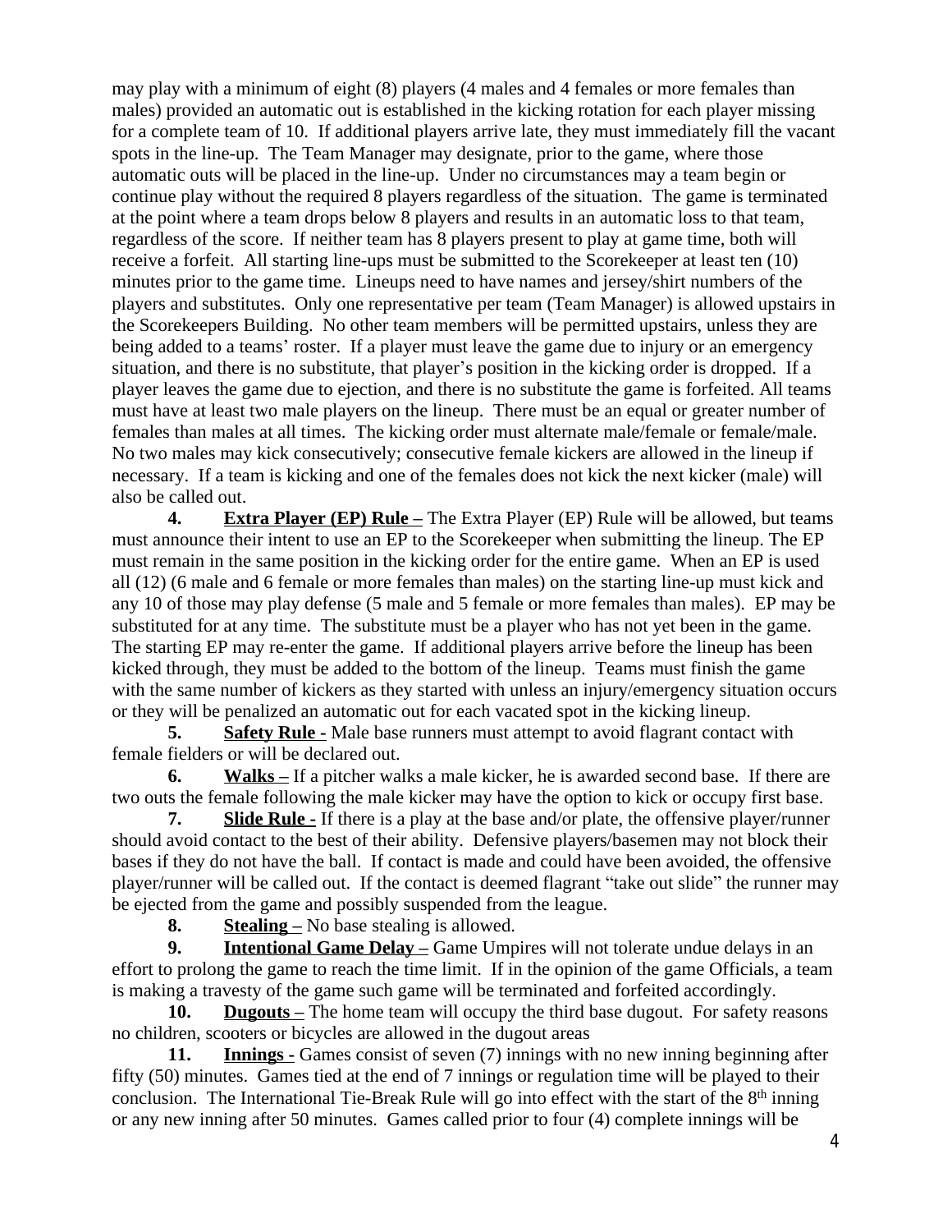may play with a minimum of eight (8) players (4 males and 4 females or more females than males) provided an automatic out is established in the kicking rotation for each player missing for a complete team of 10. If additional players arrive late, they must immediately fill the vacant spots in the line-up. The Team Manager may designate, prior to the game, where those automatic outs will be placed in the line-up. Under no circumstances may a team begin or continue play without the required 8 players regardless of the situation. The game is terminated at the point where a team drops below 8 players and results in an automatic loss to that team, regardless of the score. If neither team has 8 players present to play at game time, both will receive a forfeit. All starting line-ups must be submitted to the Scorekeeper at least ten (10) minutes prior to the game time. Lineups need to have names and jersey/shirt numbers of the players and substitutes. Only one representative per team (Team Manager) is allowed upstairs in the Scorekeepers Building. No other team members will be permitted upstairs, unless they are being added to a teams' roster. If a player must leave the game due to injury or an emergency situation, and there is no substitute, that player's position in the kicking order is dropped. If a player leaves the game due to ejection, and there is no substitute the game is forfeited. All teams must have at least two male players on the lineup. There must be an equal or greater number of females than males at all times. The kicking order must alternate male/female or female/male. No two males may kick consecutively; consecutive female kickers are allowed in the lineup if necessary. If a team is kicking and one of the females does not kick the next kicker (male) will also be called out.

**4. <u>Extra Player (EP) Rule –</u>** The Extra Player (EP) Rule will be allowed, but teams must announce their intent to use an EP to the Scorekeeper when submitting the lineup. The EP must remain in the same position in the kicking order for the entire game. When an EP is used all (12) (6 male and 6 female or more females than males) on the starting line-up must kick and any 10 of those may play defense (5 male and 5 female or more females than males). EP may be substituted for at any time. The substitute must be a player who has not yet been in the game. The starting EP may re-enter the game. If additional players arrive before the lineup has been kicked through, they must be added to the bottom of the lineup. Teams must finish the game with the same number of kickers as they started with unless an injury/emergency situation occurs or they will be penalized an automatic out for each vacated spot in the kicking lineup.

**5. <u>Safety Rule -</u>** Male base runners must attempt to avoid flagrant contact with female fielders or will be declared out.

**6. <u>Walks –</u>** If a pitcher walks a male kicker, he is awarded second base. If there are two outs the female following the male kicker may have the option to kick or occupy first base.

**7. <u>Slide Rule -</u>** If there is a play at the base and/or plate, the offensive player/runner should avoid contact to the best of their ability. Defensive players/basemen may not block their bases if they do not have the ball. If contact is made and could have been avoided, the offensive player/runner will be called out. If the contact is deemed flagrant "take out slide" the runner may be ejected from the game and possibly suspended from the league.

**8. <u>Stealing –</u>** No base stealing is allowed.

**9. <u>Intentional Game Delay –</u>** Game Umpires will not tolerate undue delays in an effort to prolong the game to reach the time limit. If in the opinion of the game Officials, a team is making a travesty of the game such game will be terminated and forfeited accordingly.

**10. <u>Dugouts –</u>** The home team will occupy the third base dugout. For safety reasons no children, scooters or bicycles are allowed in the dugout areas

**11. <u>Innings -</u>** Games consist of seven (7) innings with no new inning beginning after fifty (50) minutes. Games tied at the end of 7 innings or regulation time will be played to their conclusion. The International Tie-Break Rule will go into effect with the start of the 8th inning or any new inning after 50 minutes. Games called prior to four (4) complete innings will be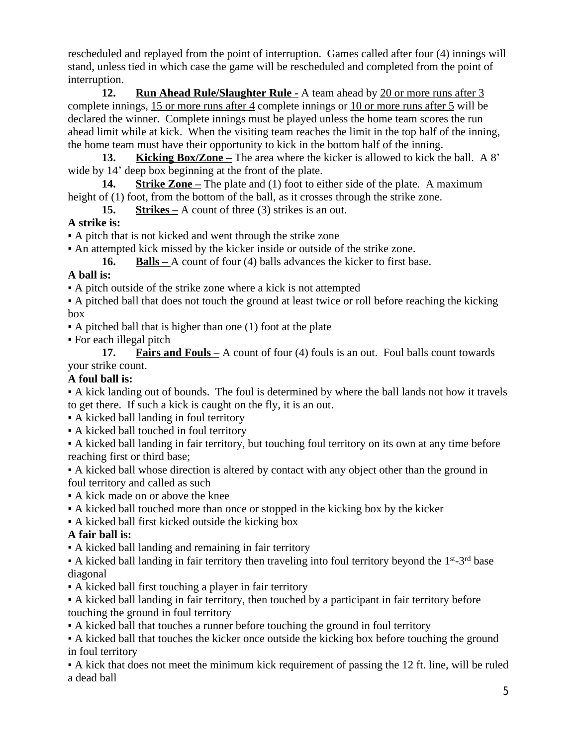rescheduled and replayed from the point of interruption. Games called after four (4) innings will stand, unless tied in which case the game will be rescheduled and completed from the point of interruption.

**12. Run Ahead Rule/Slaughter Rule -** A team ahead by 20 or more runs after 3 complete innings, 15 or more runs after 4 complete innings or 10 or more runs after 5 will be declared the winner. Complete innings must be played unless the home team scores the run ahead limit while at kick. When the visiting team reaches the limit in the top half of the inning, the home team must have their opportunity to kick in the bottom half of the inning.

**13. Kicking Box/Zone –** The area where the kicker is allowed to kick the ball. A 8' wide by 14' deep box beginning at the front of the plate.

**14. Strike Zone –** The plate and (1) foot to either side of the plate. A maximum height of (1) foot, from the bottom of the ball, as it crosses through the strike zone.

**15. Strikes –** A count of three (3) strikes is an out.

**A strike is:**

- A pitch that is not kicked and went through the strike zone
- An attempted kick missed by the kicker inside or outside of the strike zone.

**16. Balls –** A count of four (4) balls advances the kicker to first base.

**A ball is:**

- A pitch outside of the strike zone where a kick is not attempted
- A pitched ball that does not touch the ground at least twice or roll before reaching the kicking box
- A pitched ball that is higher than one (1) foot at the plate
- For each illegal pitch

**17. Fairs and Fouls** – A count of four (4) fouls is an out. Foul balls count towards your strike count.

**A foul ball is:**

- A kick landing out of bounds. The foul is determined by where the ball lands not how it travels to get there. If such a kick is caught on the fly, it is an out.
- A kicked ball landing in foul territory
- A kicked ball touched in foul territory
- A kicked ball landing in fair territory, but touching foul territory on its own at any time before reaching first or third base;
- A kicked ball whose direction is altered by contact with any object other than the ground in foul territory and called as such
- A kick made on or above the knee
- A kicked ball touched more than once or stopped in the kicking box by the kicker
- A kicked ball first kicked outside the kicking box

**A fair ball is:**

- A kicked ball landing and remaining in fair territory
- A kicked ball landing in fair territory then traveling into foul territory beyond the 1st-3rd base diagonal
- A kicked ball first touching a player in fair territory
- A kicked ball landing in fair territory, then touched by a participant in fair territory before touching the ground in foul territory
- A kicked ball that touches a runner before touching the ground in foul territory
- A kicked ball that touches the kicker once outside the kicking box before touching the ground in foul territory
- A kick that does not meet the minimum kick requirement of passing the 12 ft. line, will be ruled a dead ball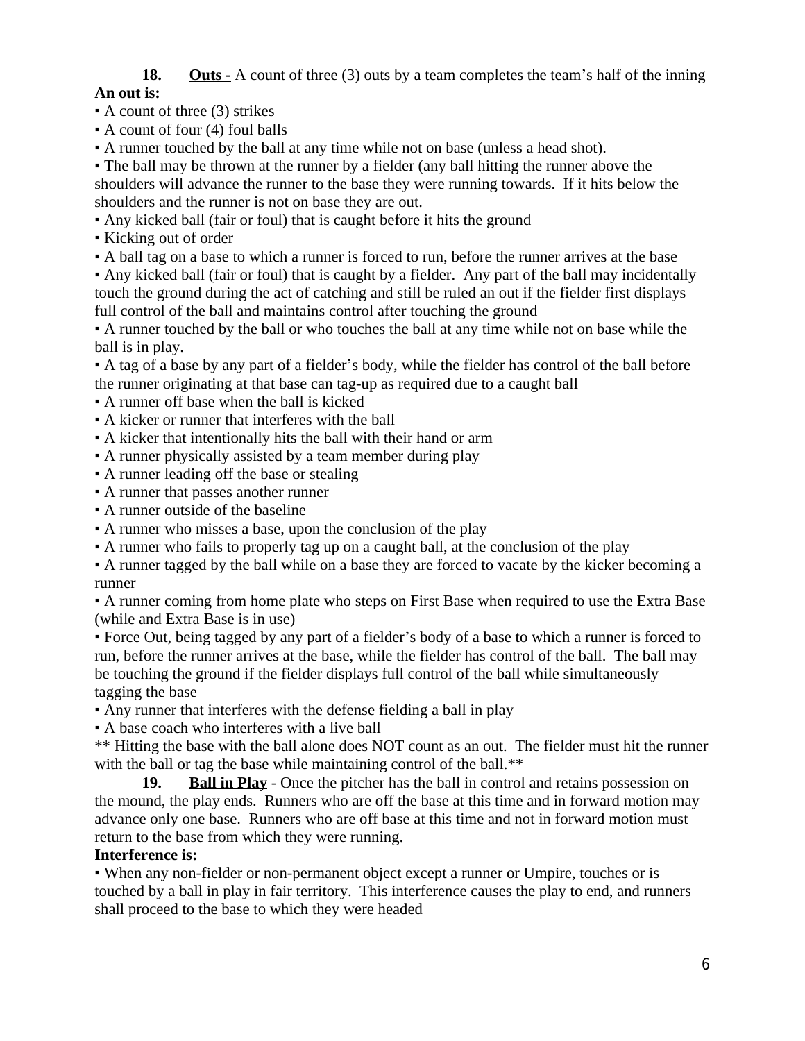**18. <u>Outs -</u>** A count of three (3) outs by a team completes the team's half of the inning

**An out is:**

▪ A count of three (3) strikes

▪ A count of four (4) foul balls

▪ A runner touched by the ball at any time while not on base (unless a head shot).

▪ The ball may be thrown at the runner by a fielder (any ball hitting the runner above the shoulders will advance the runner to the base they were running towards. If it hits below the shoulders and the runner is not on base they are out.

▪ Any kicked ball (fair or foul) that is caught before it hits the ground

▪ Kicking out of order

▪ A ball tag on a base to which a runner is forced to run, before the runner arrives at the base

▪ Any kicked ball (fair or foul) that is caught by a fielder. Any part of the ball may incidentally touch the ground during the act of catching and still be ruled an out if the fielder first displays full control of the ball and maintains control after touching the ground

▪ A runner touched by the ball or who touches the ball at any time while not on base while the ball is in play.

▪ A tag of a base by any part of a fielder's body, while the fielder has control of the ball before the runner originating at that base can tag-up as required due to a caught ball

▪ A runner off base when the ball is kicked

▪ A kicker or runner that interferes with the ball

▪ A kicker that intentionally hits the ball with their hand or arm

▪ A runner physically assisted by a team member during play

▪ A runner leading off the base or stealing

▪ A runner that passes another runner

▪ A runner outside of the baseline

▪ A runner who misses a base, upon the conclusion of the play

▪ A runner who fails to properly tag up on a caught ball, at the conclusion of the play

▪ A runner tagged by the ball while on a base they are forced to vacate by the kicker becoming a runner

▪ A runner coming from home plate who steps on First Base when required to use the Extra Base (while and Extra Base is in use)

▪ Force Out, being tagged by any part of a fielder's body of a base to which a runner is forced to run, before the runner arrives at the base, while the fielder has control of the ball. The ball may be touching the ground if the fielder displays full control of the ball while simultaneously tagging the base

▪ Any runner that interferes with the defense fielding a ball in play

▪ A base coach who interferes with a live ball

** Hitting the base with the ball alone does NOT count as an out. The fielder must hit the runner with the ball or tag the base while maintaining control of the ball.**

**19. <u>Ball in Play</u>** - Once the pitcher has the ball in control and retains possession on the mound, the play ends. Runners who are off the base at this time and in forward motion may advance only one base. Runners who are off base at this time and not in forward motion must return to the base from which they were running.

**Interference is:**

▪ When any non-fielder or non-permanent object except a runner or Umpire, touches or is touched by a ball in play in fair territory. This interference causes the play to end, and runners shall proceed to the base to which they were headed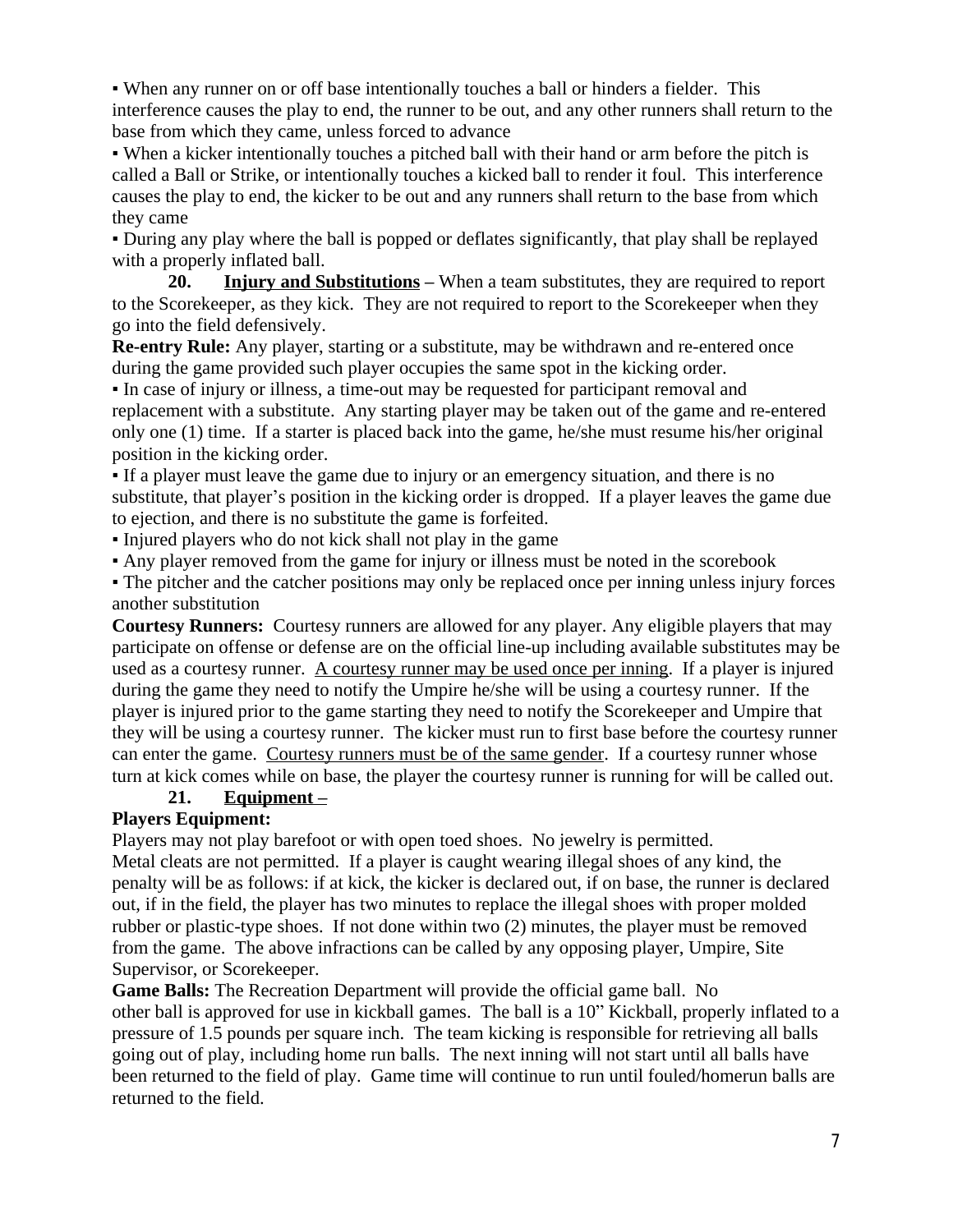▪ When any runner on or off base intentionally touches a ball or hinders a fielder. This interference causes the play to end, the runner to be out, and any other runners shall return to the base from which they came, unless forced to advance

▪ When a kicker intentionally touches a pitched ball with their hand or arm before the pitch is called a Ball or Strike, or intentionally touches a kicked ball to render it foul. This interference causes the play to end, the kicker to be out and any runners shall return to the base from which they came

▪ During any play where the ball is popped or deflates significantly, that play shall be replayed with a properly inflated ball.

**20. <u>Injury and Substitutions</u> –** When a team substitutes, they are required to report to the Scorekeeper, as they kick. They are not required to report to the Scorekeeper when they go into the field defensively.

**Re-entry Rule:** Any player, starting or a substitute, may be withdrawn and re-entered once during the game provided such player occupies the same spot in the kicking order.

▪ In case of injury or illness, a time-out may be requested for participant removal and replacement with a substitute. Any starting player may be taken out of the game and re-entered only one (1) time. If a starter is placed back into the game, he/she must resume his/her original position in the kicking order.

▪ If a player must leave the game due to injury or an emergency situation, and there is no substitute, that player's position in the kicking order is dropped. If a player leaves the game due to ejection, and there is no substitute the game is forfeited.

▪ Injured players who do not kick shall not play in the game

▪ Any player removed from the game for injury or illness must be noted in the scorebook

▪ The pitcher and the catcher positions may only be replaced once per inning unless injury forces another substitution

**Courtesy Runners:** Courtesy runners are allowed for any player. Any eligible players that may participate on offense or defense are on the official line-up including available substitutes may be used as a courtesy runner. <u>A courtesy runner may be used once per inning</u>. If a player is injured during the game they need to notify the Umpire he/she will be using a courtesy runner. If the player is injured prior to the game starting they need to notify the Scorekeeper and Umpire that they will be using a courtesy runner. The kicker must run to first base before the courtesy runner can enter the game. <u>Courtesy runners must be of the same gender</u>. If a courtesy runner whose turn at kick comes while on base, the player the courtesy runner is running for will be called out.

**21. <u>Equipment –</u>**

**Players Equipment:**

Players may not play barefoot or with open toed shoes. No jewelry is permitted.

Metal cleats are not permitted. If a player is caught wearing illegal shoes of any kind, the penalty will be as follows: if at kick, the kicker is declared out, if on base, the runner is declared out, if in the field, the player has two minutes to replace the illegal shoes with proper molded rubber or plastic-type shoes. If not done within two (2) minutes, the player must be removed from the game. The above infractions can be called by any opposing player, Umpire, Site Supervisor, or Scorekeeper.

**Game Balls:** The Recreation Department will provide the official game ball. No other ball is approved for use in kickball games. The ball is a 10" Kickball, properly inflated to a pressure of 1.5 pounds per square inch. The team kicking is responsible for retrieving all balls going out of play, including home run balls. The next inning will not start until all balls have been returned to the field of play. Game time will continue to run until fouled/homerun balls are returned to the field.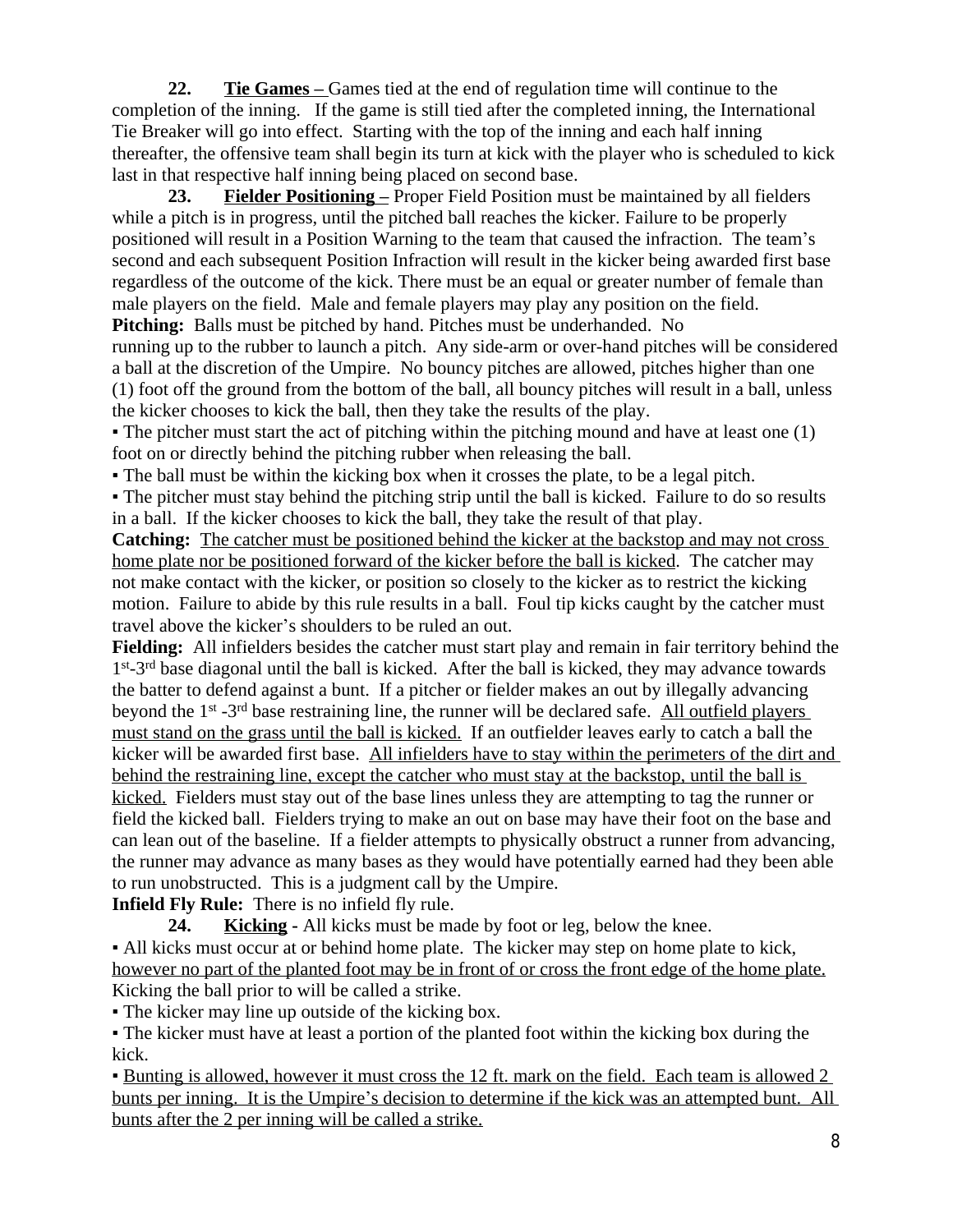**22. <u>Tie Games –</u>** Games tied at the end of regulation time will continue to the completion of the inning. If the game is still tied after the completed inning, the International Tie Breaker will go into effect. Starting with the top of the inning and each half inning thereafter, the offensive team shall begin its turn at kick with the player who is scheduled to kick last in that respective half inning being placed on second base.

**23. <u>Fielder Positioning –</u>** Proper Field Position must be maintained by all fielders while a pitch is in progress, until the pitched ball reaches the kicker. Failure to be properly positioned will result in a Position Warning to the team that caused the infraction. The team's second and each subsequent Position Infraction will result in the kicker being awarded first base regardless of the outcome of the kick. There must be an equal or greater number of female than male players on the field. Male and female players may play any position on the field.

**Pitching:** Balls must be pitched by hand. Pitches must be underhanded. No running up to the rubber to launch a pitch. Any side-arm or over-hand pitches will be considered a ball at the discretion of the Umpire. No bouncy pitches are allowed, pitches higher than one (1) foot off the ground from the bottom of the ball, all bouncy pitches will result in a ball, unless the kicker chooses to kick the ball, then they take the results of the play.

- The pitcher must start the act of pitching within the pitching mound and have at least one (1) foot on or directly behind the pitching rubber when releasing the ball.
- The ball must be within the kicking box when it crosses the plate, to be a legal pitch.
- The pitcher must stay behind the pitching strip until the ball is kicked. Failure to do so results in a ball. If the kicker chooses to kick the ball, they take the result of that play.

**Catching:** <u>The catcher must be positioned behind the kicker at the backstop and may not cross home plate nor be positioned forward of the kicker before the ball is kicked</u>. The catcher may not make contact with the kicker, or position so closely to the kicker as to restrict the kicking motion. Failure to abide by this rule results in a ball. Foul tip kicks caught by the catcher must travel above the kicker's shoulders to be ruled an out.

**Fielding:** All infielders besides the catcher must start play and remain in fair territory behind the 1st-3rd base diagonal until the ball is kicked. After the ball is kicked, they may advance towards the batter to defend against a bunt. If a pitcher or fielder makes an out by illegally advancing beyond the 1st -3rd base restraining line, the runner will be declared safe. <u>All outfield players must stand on the grass until the ball is kicked.</u> If an outfielder leaves early to catch a ball the kicker will be awarded first base. <u>All infielders have to stay within the perimeters of the dirt and behind the restraining line, except the catcher who must stay at the backstop, until the ball is kicked.</u> Fielders must stay out of the base lines unless they are attempting to tag the runner or field the kicked ball. Fielders trying to make an out on base may have their foot on the base and can lean out of the baseline. If a fielder attempts to physically obstruct a runner from advancing, the runner may advance as many bases as they would have potentially earned had they been able to run unobstructed. This is a judgment call by the Umpire.

**Infield Fly Rule:** There is no infield fly rule.

**24. <u>Kicking</u> -** All kicks must be made by foot or leg, below the knee.

- All kicks must occur at or behind home plate. The kicker may step on home plate to kick, <u>however no part of the planted foot may be in front of or cross the front edge of the home plate.</u> Kicking the ball prior to will be called a strike.
- The kicker may line up outside of the kicking box.
- The kicker must have at least a portion of the planted foot within the kicking box during the kick.
- <u>Bunting is allowed, however it must cross the 12 ft. mark on the field. Each team is allowed 2 bunts per inning. It is the Umpire's decision to determine if the kick was an attempted bunt. All bunts after the 2 per inning will be called a strike.</u>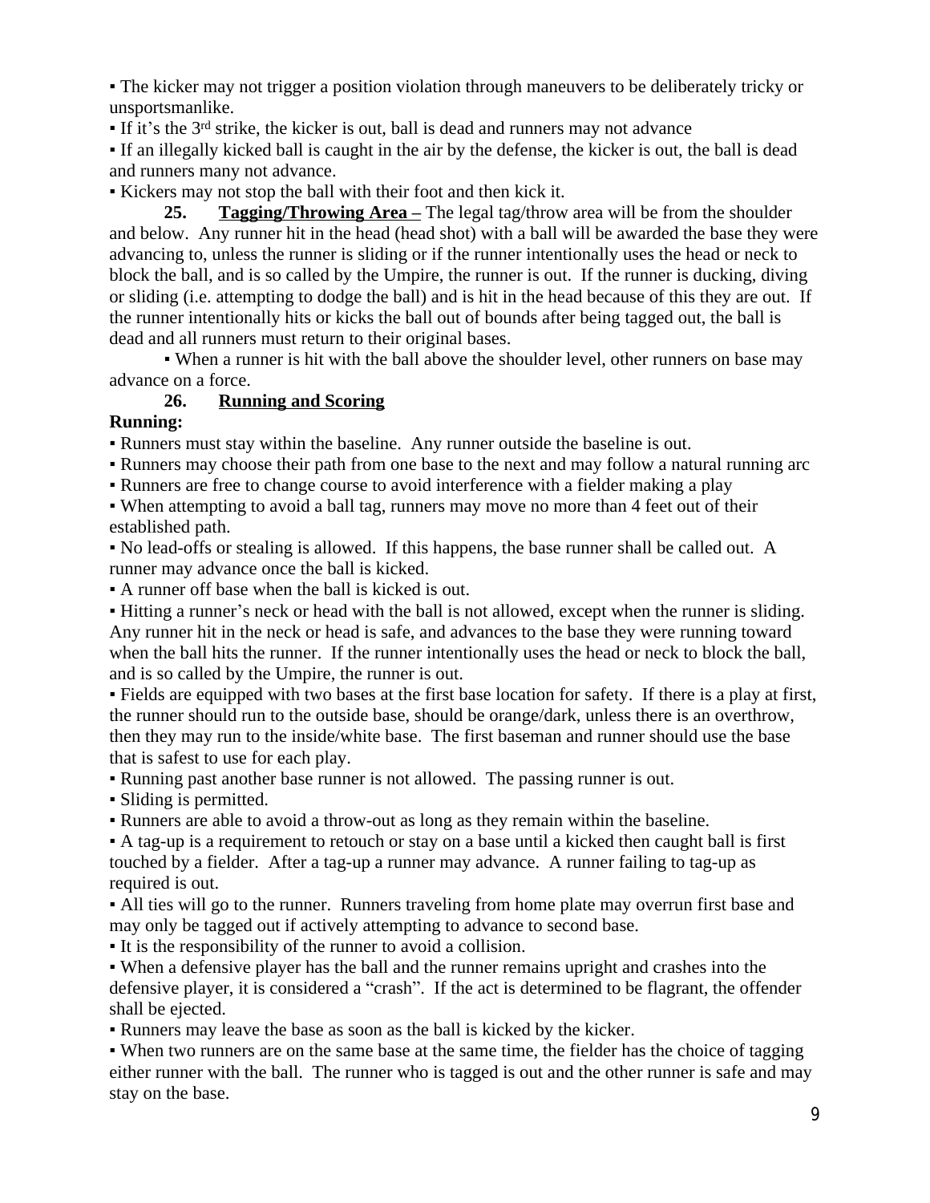▪ The kicker may not trigger a position violation through maneuvers to be deliberately tricky or unsportsmanlike.

▪ If it's the 3rd strike, the kicker is out, ball is dead and runners may not advance

▪ If an illegally kicked ball is caught in the air by the defense, the kicker is out, the ball is dead and runners many not advance.

▪ Kickers may not stop the ball with their foot and then kick it.

**25. Tagging/Throwing Area –** The legal tag/throw area will be from the shoulder and below. Any runner hit in the head (head shot) with a ball will be awarded the base they were advancing to, unless the runner is sliding or if the runner intentionally uses the head or neck to block the ball, and is so called by the Umpire, the runner is out. If the runner is ducking, diving or sliding (i.e. attempting to dodge the ball) and is hit in the head because of this they are out. If the runner intentionally hits or kicks the ball out of bounds after being tagged out, the ball is dead and all runners must return to their original bases.

▪ When a runner is hit with the ball above the shoulder level, other runners on base may advance on a force.

**26. Running and Scoring**

**Running:**

▪ Runners must stay within the baseline. Any runner outside the baseline is out.

▪ Runners may choose their path from one base to the next and may follow a natural running arc

▪ Runners are free to change course to avoid interference with a fielder making a play

▪ When attempting to avoid a ball tag, runners may move no more than 4 feet out of their established path.

▪ No lead-offs or stealing is allowed. If this happens, the base runner shall be called out. A runner may advance once the ball is kicked.

▪ A runner off base when the ball is kicked is out.

▪ Hitting a runner's neck or head with the ball is not allowed, except when the runner is sliding. Any runner hit in the neck or head is safe, and advances to the base they were running toward when the ball hits the runner. If the runner intentionally uses the head or neck to block the ball, and is so called by the Umpire, the runner is out.

▪ Fields are equipped with two bases at the first base location for safety. If there is a play at first, the runner should run to the outside base, should be orange/dark, unless there is an overthrow, then they may run to the inside/white base. The first baseman and runner should use the base that is safest to use for each play.

▪ Running past another base runner is not allowed. The passing runner is out.

▪ Sliding is permitted.

▪ Runners are able to avoid a throw-out as long as they remain within the baseline.

▪ A tag-up is a requirement to retouch or stay on a base until a kicked then caught ball is first touched by a fielder. After a tag-up a runner may advance. A runner failing to tag-up as required is out.

▪ All ties will go to the runner. Runners traveling from home plate may overrun first base and may only be tagged out if actively attempting to advance to second base.

▪ It is the responsibility of the runner to avoid a collision.

▪ When a defensive player has the ball and the runner remains upright and crashes into the defensive player, it is considered a "crash". If the act is determined to be flagrant, the offender shall be ejected.

▪ Runners may leave the base as soon as the ball is kicked by the kicker.

▪ When two runners are on the same base at the same time, the fielder has the choice of tagging either runner with the ball. The runner who is tagged is out and the other runner is safe and may stay on the base.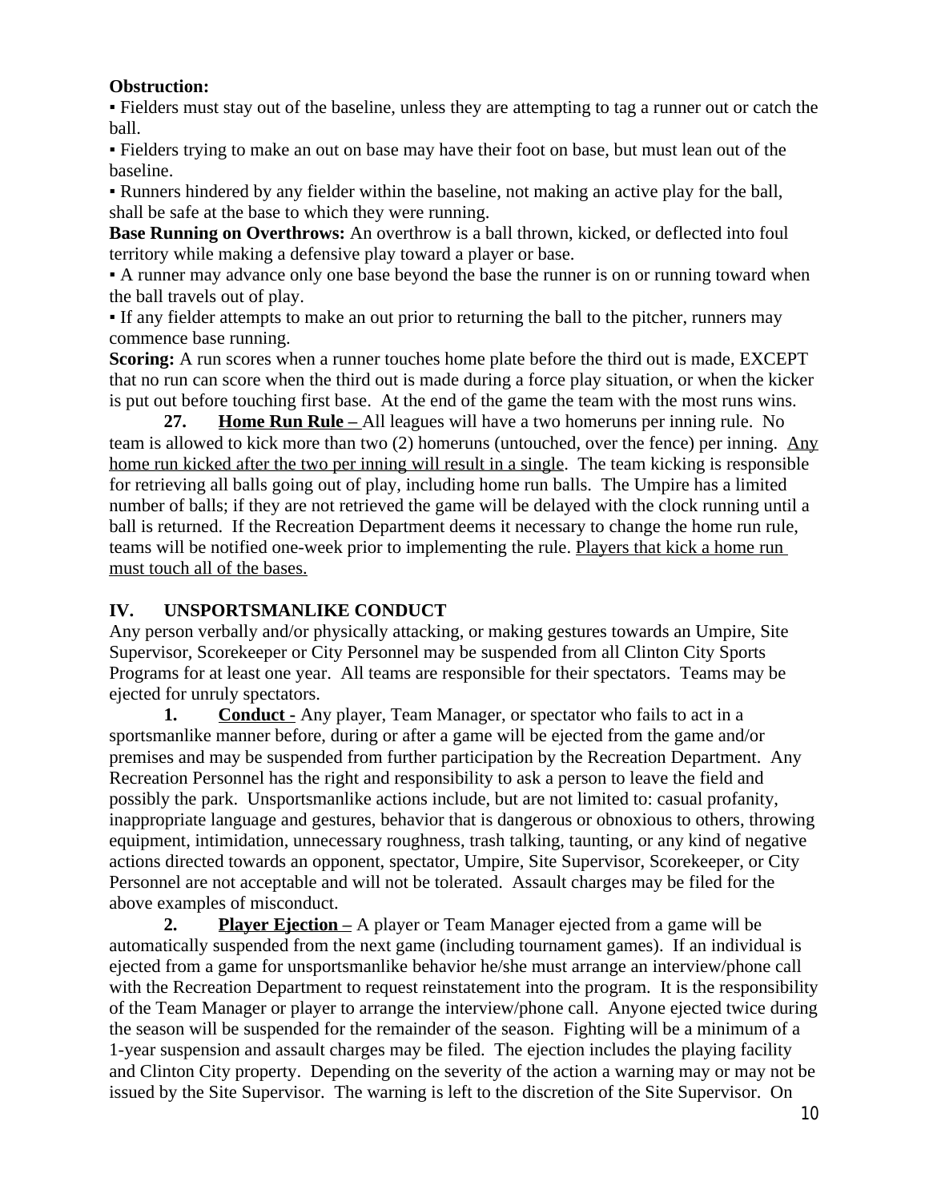**Obstruction:**

▪ Fielders must stay out of the baseline, unless they are attempting to tag a runner out or catch the ball.

▪ Fielders trying to make an out on base may have their foot on base, but must lean out of the baseline.

▪ Runners hindered by any fielder within the baseline, not making an active play for the ball, shall be safe at the base to which they were running.

**Base Running on Overthrows:** An overthrow is a ball thrown, kicked, or deflected into foul territory while making a defensive play toward a player or base.

▪ A runner may advance only one base beyond the base the runner is on or running toward when the ball travels out of play.

▪ If any fielder attempts to make an out prior to returning the ball to the pitcher, runners may commence base running.

**Scoring:** A run scores when a runner touches home plate before the third out is made, EXCEPT that no run can score when the third out is made during a force play situation, or when the kicker is put out before touching first base. At the end of the game the team with the most runs wins.

**27. Home Run Rule –** All leagues will have a two homeruns per inning rule. No team is allowed to kick more than two (2) homeruns (untouched, over the fence) per inning. <u>Any home run kicked after the two per inning will result in a single</u>. The team kicking is responsible for retrieving all balls going out of play, including home run balls. The Umpire has a limited number of balls; if they are not retrieved the game will be delayed with the clock running until a ball is returned. If the Recreation Department deems it necessary to change the home run rule, teams will be notified one-week prior to implementing the rule. <u>Players that kick a home run must touch all of the bases.</u>

## IV. UNSPORTSMANLIKE CONDUCT

Any person verbally and/or physically attacking, or making gestures towards an Umpire, Site Supervisor, Scorekeeper or City Personnel may be suspended from all Clinton City Sports Programs for at least one year. All teams are responsible for their spectators. Teams may be ejected for unruly spectators.

**1. Conduct -** Any player, Team Manager, or spectator who fails to act in a sportsmanlike manner before, during or after a game will be ejected from the game and/or premises and may be suspended from further participation by the Recreation Department. Any Recreation Personnel has the right and responsibility to ask a person to leave the field and possibly the park. Unsportsmanlike actions include, but are not limited to: casual profanity, inappropriate language and gestures, behavior that is dangerous or obnoxious to others, throwing equipment, intimidation, unnecessary roughness, trash talking, taunting, or any kind of negative actions directed towards an opponent, spectator, Umpire, Site Supervisor, Scorekeeper, or City Personnel are not acceptable and will not be tolerated. Assault charges may be filed for the above examples of misconduct.

**2. Player Ejection –** A player or Team Manager ejected from a game will be automatically suspended from the next game (including tournament games). If an individual is ejected from a game for unsportsmanlike behavior he/she must arrange an interview/phone call with the Recreation Department to request reinstatement into the program. It is the responsibility of the Team Manager or player to arrange the interview/phone call. Anyone ejected twice during the season will be suspended for the remainder of the season. Fighting will be a minimum of a 1-year suspension and assault charges may be filed. The ejection includes the playing facility and Clinton City property. Depending on the severity of the action a warning may or may not be issued by the Site Supervisor. The warning is left to the discretion of the Site Supervisor. On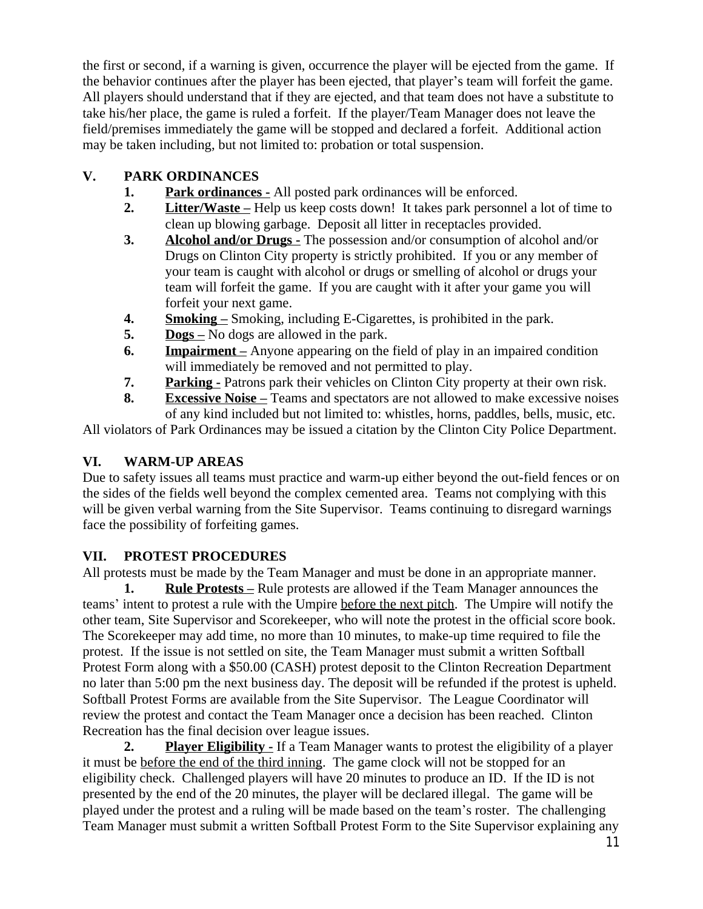the first or second, if a warning is given, occurrence the player will be ejected from the game. If the behavior continues after the player has been ejected, that player's team will forfeit the game. All players should understand that if they are ejected, and that team does not have a substitute to take his/her place, the game is ruled a forfeit. If the player/Team Manager does not leave the field/premises immediately the game will be stopped and declared a forfeit. Additional action may be taken including, but not limited to: probation or total suspension.

## V. PARK ORDINANCES

1. **Park ordinances -** All posted park ordinances will be enforced.
2. **Litter/Waste –** Help us keep costs down! It takes park personnel a lot of time to clean up blowing garbage. Deposit all litter in receptacles provided.
3. **Alcohol and/or Drugs -** The possession and/or consumption of alcohol and/or Drugs on Clinton City property is strictly prohibited. If you or any member of your team is caught with alcohol or drugs or smelling of alcohol or drugs your team will forfeit the game. If you are caught with it after your game you will forfeit your next game.
4. **Smoking –** Smoking, including E-Cigarettes, is prohibited in the park.
5. **Dogs –** No dogs are allowed in the park.
6. **Impairment –** Anyone appearing on the field of play in an impaired condition will immediately be removed and not permitted to play.
7. **Parking -** Patrons park their vehicles on Clinton City property at their own risk.
8. **Excessive Noise –** Teams and spectators are not allowed to make excessive noises of any kind included but not limited to: whistles, horns, paddles, bells, music, etc.

All violators of Park Ordinances may be issued a citation by the Clinton City Police Department.

## VI. WARM-UP AREAS

Due to safety issues all teams must practice and warm-up either beyond the out-field fences or on the sides of the fields well beyond the complex cemented area. Teams not complying with this will be given verbal warning from the Site Supervisor. Teams continuing to disregard warnings face the possibility of forfeiting games.

## VII. PROTEST PROCEDURES

All protests must be made by the Team Manager and must be done in an appropriate manner.

**1. Rule Protests –** Rule protests are allowed if the Team Manager announces the teams' intent to protest a rule with the Umpire before the next pitch. The Umpire will notify the other team, Site Supervisor and Scorekeeper, who will note the protest in the official score book. The Scorekeeper may add time, no more than 10 minutes, to make-up time required to file the protest. If the issue is not settled on site, the Team Manager must submit a written Softball Protest Form along with a $50.00 (CASH) protest deposit to the Clinton Recreation Department no later than 5:00 pm the next business day. The deposit will be refunded if the protest is upheld. Softball Protest Forms are available from the Site Supervisor. The League Coordinator will review the protest and contact the Team Manager once a decision has been reached. Clinton Recreation has the final decision over league issues.

**2. Player Eligibility -** If a Team Manager wants to protest the eligibility of a player it must be before the end of the third inning. The game clock will not be stopped for an eligibility check. Challenged players will have 20 minutes to produce an ID. If the ID is not presented by the end of the 20 minutes, the player will be declared illegal. The game will be played under the protest and a ruling will be made based on the team's roster. The challenging Team Manager must submit a written Softball Protest Form to the Site Supervisor explaining any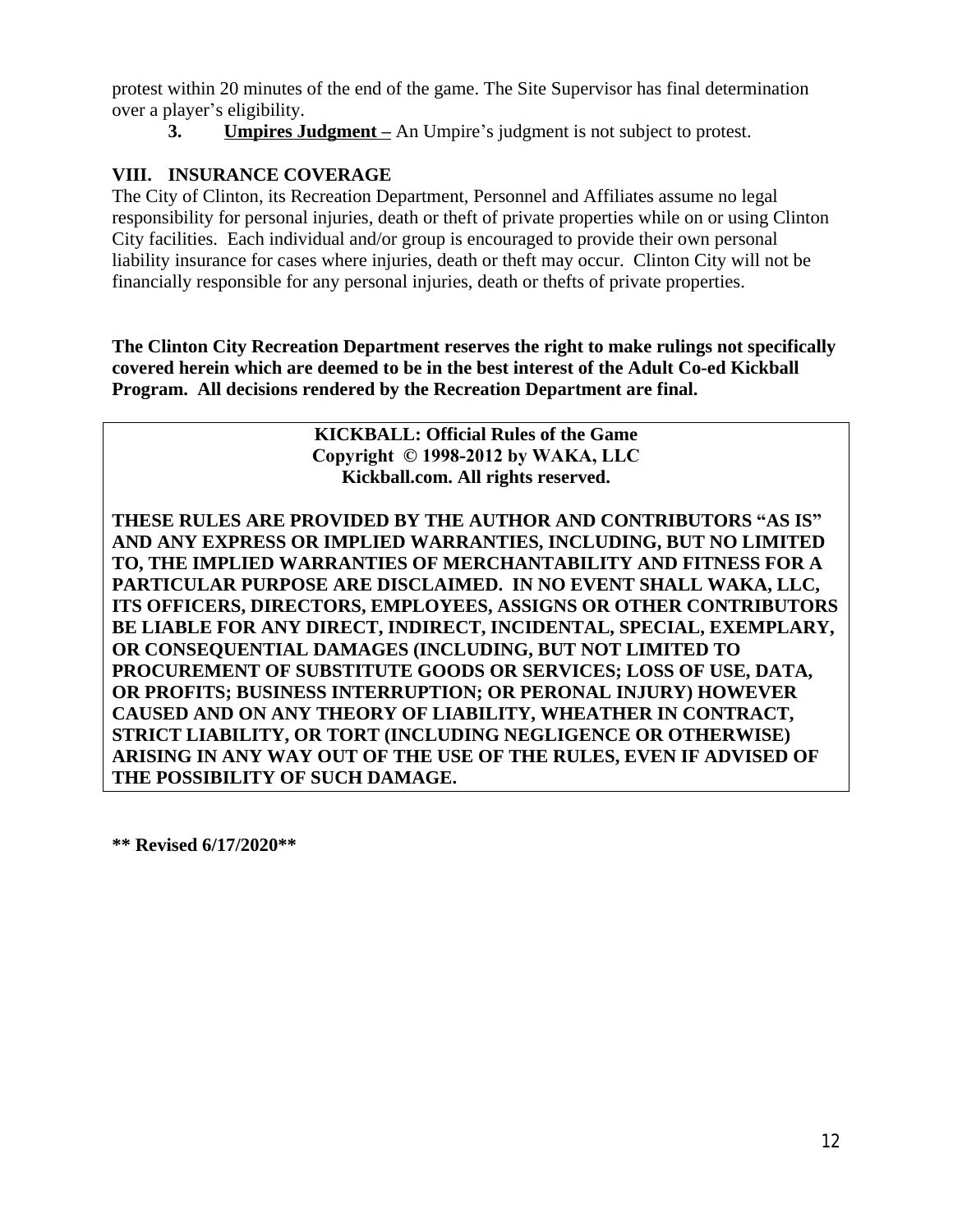protest within 20 minutes of the end of the game. The Site Supervisor has final determination over a player's eligibility.

**3.** **Umpires Judgment –** An Umpire's judgment is not subject to protest.

## VIII. INSURANCE COVERAGE

The City of Clinton, its Recreation Department, Personnel and Affiliates assume no legal responsibility for personal injuries, death or theft of private properties while on or using Clinton City facilities. Each individual and/or group is encouraged to provide their own personal liability insurance for cases where injuries, death or theft may occur. Clinton City will not be financially responsible for any personal injuries, death or thefts of private properties.

**The Clinton City Recreation Department reserves the right to make rulings not specifically covered herein which are deemed to be in the best interest of the Adult Co-ed Kickball Program. All decisions rendered by the Recreation Department are final.**

**KICKBALL: Official Rules of the Game**
**Copyright © 1998-2012 by WAKA, LLC**
**Kickball.com. All rights reserved.**

**THESE RULES ARE PROVIDED BY THE AUTHOR AND CONTRIBUTORS "AS IS" AND ANY EXPRESS OR IMPLIED WARRANTIES, INCLUDING, BUT NO LIMITED TO, THE IMPLIED WARRANTIES OF MERCHANTABILITY AND FITNESS FOR A PARTICULAR PURPOSE ARE DISCLAIMED. IN NO EVENT SHALL WAKA, LLC, ITS OFFICERS, DIRECTORS, EMPLOYEES, ASSIGNS OR OTHER CONTRIBUTORS BE LIABLE FOR ANY DIRECT, INDIRECT, INCIDENTAL, SPECIAL, EXEMPLARY, OR CONSEQUENTIAL DAMAGES (INCLUDING, BUT NOT LIMITED TO PROCUREMENT OF SUBSTITUTE GOODS OR SERVICES; LOSS OF USE, DATA, OR PROFITS; BUSINESS INTERRUPTION; OR PERONAL INJURY) HOWEVER CAUSED AND ON ANY THEORY OF LIABILITY, WHEATHER IN CONTRACT, STRICT LIABILITY, OR TORT (INCLUDING NEGLIGENCE OR OTHERWISE) ARISING IN ANY WAY OUT OF THE USE OF THE RULES, EVEN IF ADVISED OF THE POSSIBILITY OF SUCH DAMAGE.**

**\*\* Revised 6/17/2020\*\***